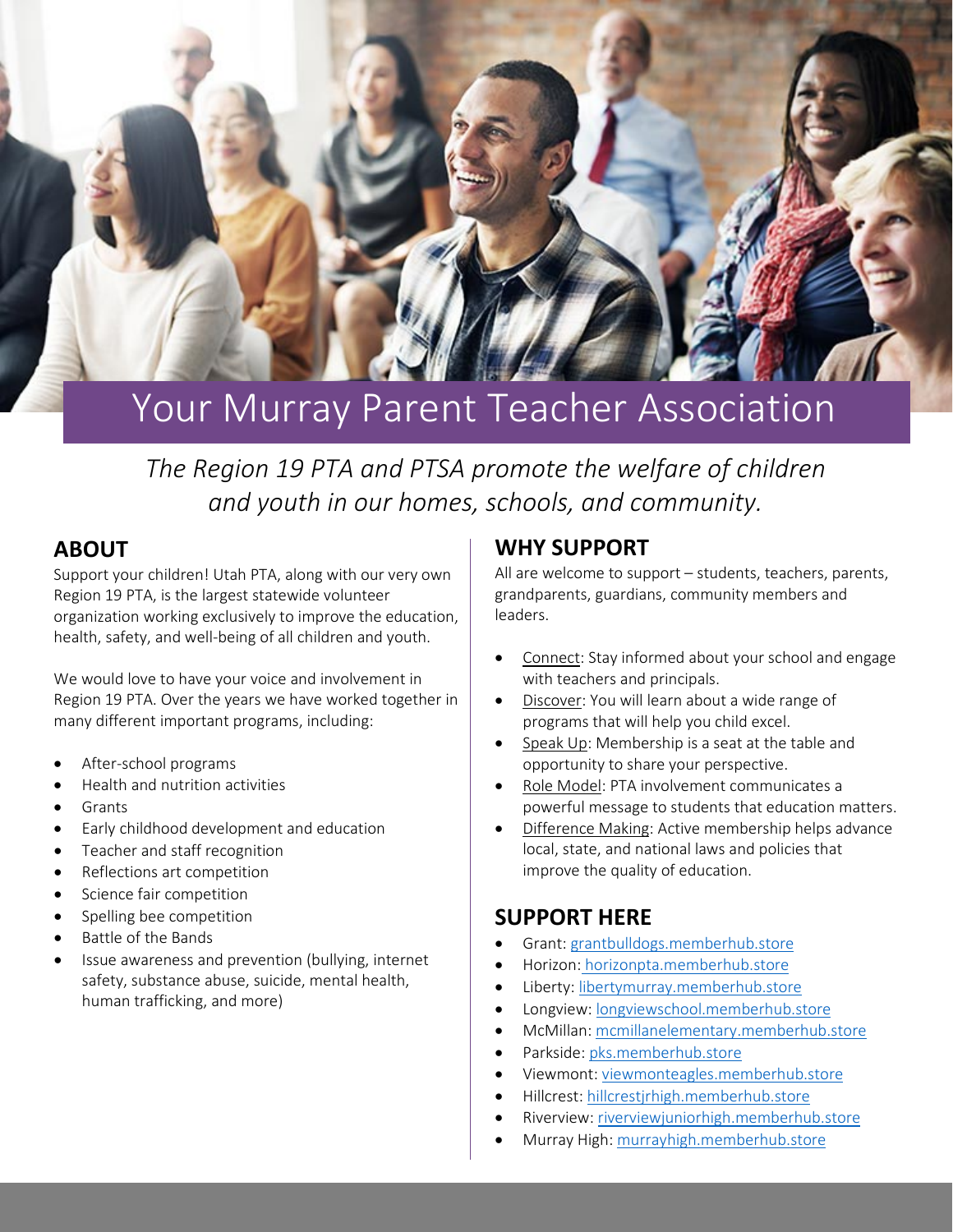# Your Murray Parent Teacher Association

*The Region 19 PTA and PTSA promote the welfare of children and youth in our homes, schools, and community.*

## ABOUT

Support your children! Utah PTA, along with our very own Region 19 PTA, is the largest statewide volunteer organization working exclusively to improve the education, health, safety, and well-being of all children and youth.

We would love to have your voice and involvement in Region 19 PTA. Over the years we have worked together in many different important programs, including:

- After-school programs
- Health and nutrition activities
- Grants
- Early childhood development and education
- Teacher and staff recognition
- Reflections art competition
- Science fair competition
- Spelling bee competition
- Battle of the Bands
- Issue awareness and prevention (bullying, internet safety, substance abuse, suicide, mental health, human trafficking, and more)

## WHY SUPPORT

All are welcome to support – students, teachers, parents, grandparents, guardians, community members and leaders.

- Connect: Stay informed about your school and engage with teachers and principals.
- Discover: You will learn about a wide range of programs that will help you child excel.
- Speak Up: Membership is a seat at the table and opportunity to share your perspective.
- Role Model: PTA involvement communicates a powerful message to students that education matters.
- Difference Making: Active membership helps advance local, state, and national laws and policies that improve the quality of education.

## SUPPORT HERE

- Grant: grantbulldogs.memberhub.store
- Horizon: horizonpta.memberhub.store
- Liberty: libertymurray.memberhub.store
- Longview: longviewschool.memberhub.store
- McMillan: mcmillanelementary.memberhub.store
- Parkside: pks.memberhub.store
- Viewmont: viewmonteagles.memberhub.store
- Hillcrest: hillcrestjrhigh.memberhub.store
- Riverview: riverviewjuniorhigh.memberhub.store
- Murray High: murrayhigh.memberhub.store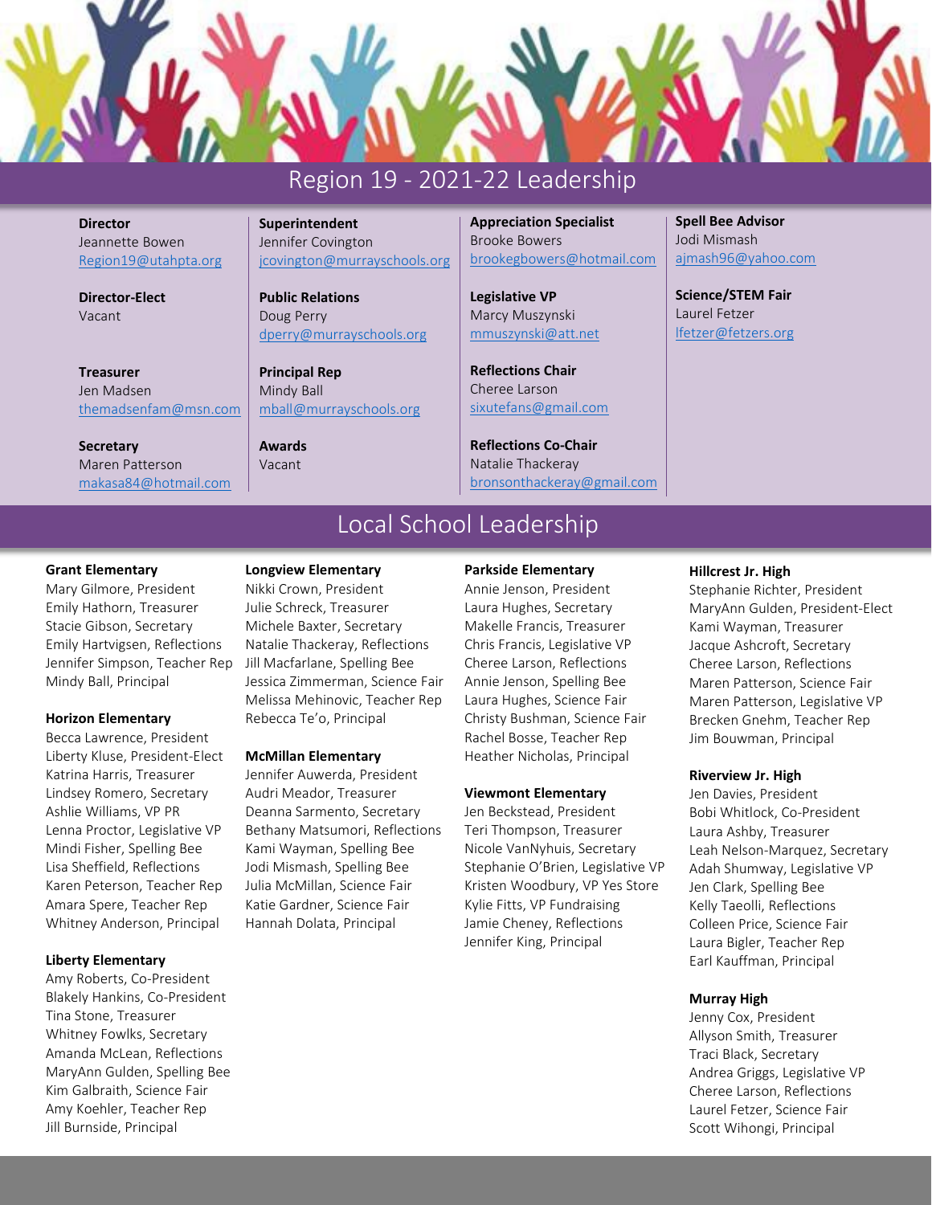# Region 19 - 2021-22 Leadership

**Director**
Jeannette Bowen
Region19@utahpta.org

**Director-Elect**
Vacant

**Treasurer**
Jen Madsen
themadsenfam@msn.com

**Secretary**
Maren Patterson
makasa84@hotmail.com

**Superintendent**
Jennifer Covington
jcovington@murrayschools.org

**Public Relations**
Doug Perry
dperry@murrayschools.org

**Principal Rep**
Mindy Ball
mball@murrayschools.org

**Awards**
Vacant

**Appreciation Specialist**
Brooke Bowers
brookegbowers@hotmail.com

**Legislative VP**
Marcy Muszynski
mmuszynski@att.net

**Reflections Chair**
Cheree Larson
sixutefans@gmail.com

**Reflections Co-Chair**
Natalie Thackeray
bronsonthackeray@gmail.com

**Spell Bee Advisor**
Jodi Mismash
ajmash96@yahoo.com

**Science/STEM Fair**
Laurel Fetzer
lfetzer@fetzers.org

# Local School Leadership

**Grant Elementary**
Mary Gilmore, President
Emily Hathorn, Treasurer
Stacie Gibson, Secretary
Emily Hartvigsen, Reflections
Jennifer Simpson, Teacher Rep
Mindy Ball, Principal

**Horizon Elementary**
Becca Lawrence, President
Liberty Kluse, President-Elect
Katrina Harris, Treasurer
Lindsey Romero, Secretary
Ashlie Williams, VP PR
Lenna Proctor, Legislative VP
Mindi Fisher, Spelling Bee
Lisa Sheffield, Reflections
Karen Peterson, Teacher Rep
Amara Spere, Teacher Rep
Whitney Anderson, Principal

**Liberty Elementary**
Amy Roberts, Co-President
Blakely Hankins, Co-President
Tina Stone, Treasurer
Whitney Fowlks, Secretary
Amanda McLean, Reflections
MaryAnn Gulden, Spelling Bee
Kim Galbraith, Science Fair
Amy Koehler, Teacher Rep
Jill Burnside, Principal

**Longview Elementary**
Nikki Crown, President
Julie Schreck, Treasurer
Michele Baxter, Secretary
Natalie Thackeray, Reflections
Jill Macfarlane, Spelling Bee
Jessica Zimmerman, Science Fair
Melissa Mehinovic, Teacher Rep
Rebecca Te'o, Principal

**McMillan Elementary**
Jennifer Auwerda, President
Audri Meador, Treasurer
Deanna Sarmento, Secretary
Bethany Matsumori, Reflections
Kami Wayman, Spelling Bee
Jodi Mismash, Spelling Bee
Julia McMillan, Science Fair
Katie Gardner, Science Fair
Hannah Dolata, Principal

**Parkside Elementary**
Annie Jenson, President
Laura Hughes, Secretary
Makelle Francis, Treasurer
Chris Francis, Legislative VP
Cheree Larson, Reflections
Annie Jenson, Spelling Bee
Laura Hughes, Science Fair
Christy Bushman, Science Fair
Rachel Bosse, Teacher Rep
Heather Nicholas, Principal

**Viewmont Elementary**
Jen Beckstead, President
Teri Thompson, Treasurer
Nicole VanNyhuis, Secretary
Stephanie O'Brien, Legislative VP
Kristen Woodbury, VP Yes Store
Kylie Fitts, VP Fundraising
Jamie Cheney, Reflections
Jennifer King, Principal

**Hillcrest Jr. High**
Stephanie Richter, President
MaryAnn Gulden, President-Elect
Kami Wayman, Treasurer
Jacque Ashcroft, Secretary
Cheree Larson, Reflections
Maren Patterson, Science Fair
Maren Patterson, Legislative VP
Brecken Gnehm, Teacher Rep
Jim Bouwman, Principal

**Riverview Jr. High**
Jen Davies, President
Bobi Whitlock, Co-President
Laura Ashby, Treasurer
Leah Nelson-Marquez, Secretary
Adah Shumway, Legislative VP
Jen Clark, Spelling Bee
Kelly Taeolli, Reflections
Colleen Price, Science Fair
Laura Bigler, Teacher Rep
Earl Kauffman, Principal

**Murray High**
Jenny Cox, President
Allyson Smith, Treasurer
Traci Black, Secretary
Andrea Griggs, Legislative VP
Cheree Larson, Reflections
Laurel Fetzer, Science Fair
Scott Wihongi, Principal